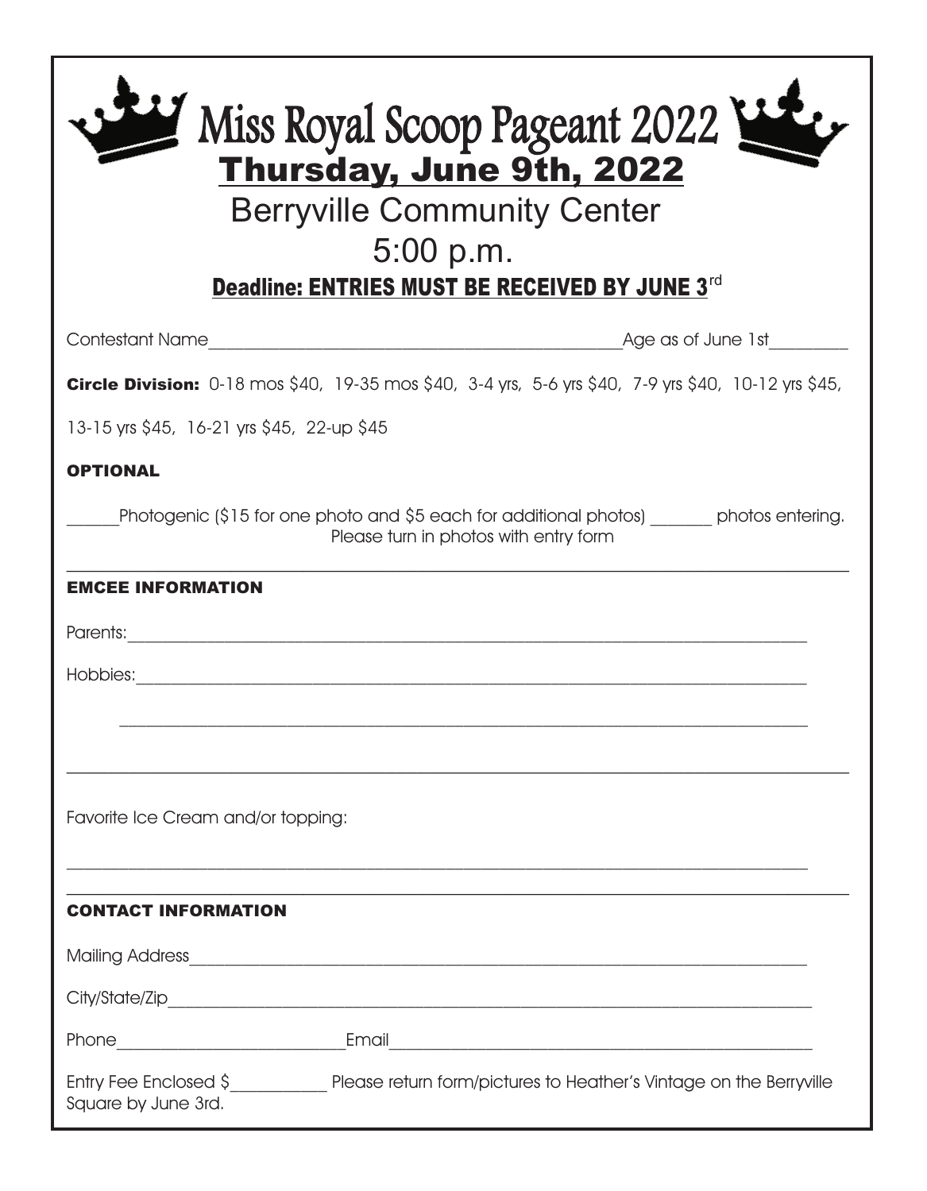# Miss Royal Scoop Pageant 2022

## Thursday, June 9th, 2022

Berryville Community Center

5:00 p.m.

**Deadline: ENTRIES MUST BE RECEIVED BY JUNE 3rd**

Contestant Name________________________________________________Age as of June 1st_________

**Circle Division:** 0-18 mos $40, 19-35 mos $40, 3-4 yrs, 5-6 yrs $40, 7-9 yrs $40, 10-12 yrs $45, 13-15 yrs $45, 16-21 yrs $45, 22-up $45

**OPTIONAL**

______Photogenic ($15 for one photo and $5 each for additional photos) _______ photos entering.
Please turn in photos with entry form

---

**EMCEE INFORMATION**

Parents:_______________________________________________________________________________

Hobbies:_______________________________________________________________________________

_______________________________________________________________________________

---

Favorite Ice Cream and/or topping:

_______________________________________________________________________________

---

**CONTACT INFORMATION**

Mailing Address_________________________________________________________________________

City/State/Zip___________________________________________________________________________

Phone__________________________Email_______________________________________________

Entry Fee Enclosed $___________ Please return form/pictures to Heather's Vintage on the Berryville Square by June 3rd.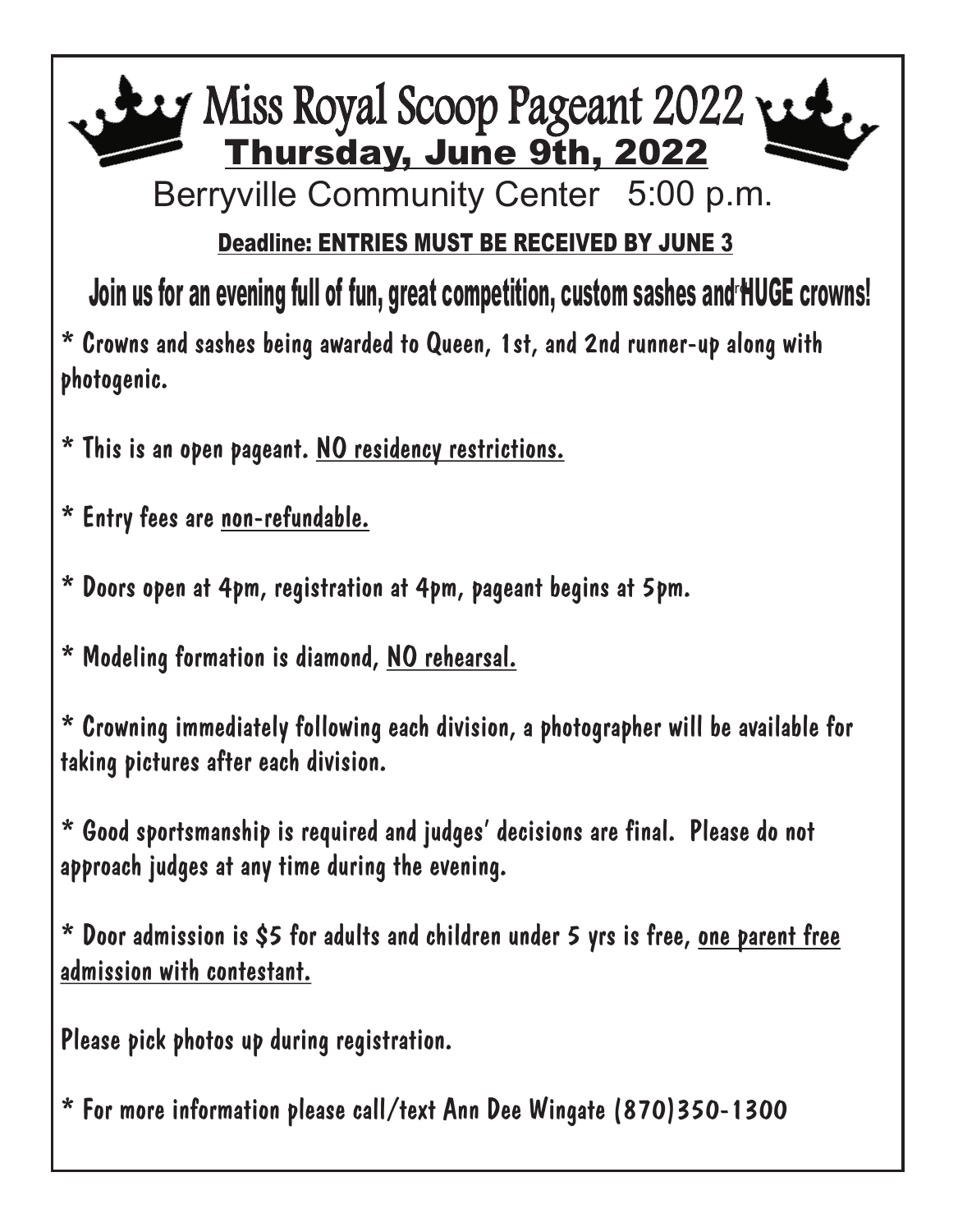# Miss Royal Scoop Pageant 2022

## Thursday, June 9th, 2022

Berryville Community Center 5:00 p.m.

**Deadline: ENTRIES MUST BE RECEIVED BY JUNE 3**

**Join us for an evening full of fun, great competition, custom sashes and HUGE crowns!**

* Crowns and sashes being awarded to Queen, 1st, and 2nd runner-up along with photogenic.

* This is an open pageant. NO residency restrictions.

* Entry fees are non-refundable.

* Doors open at 4pm, registration at 4pm, pageant begins at 5pm.

* Modeling formation is diamond, NO rehearsal.

* Crowning immediately following each division, a photographer will be available for taking pictures after each division.

* Good sportsmanship is required and judges' decisions are final. Please do not approach judges at any time during the evening.

* Door admission is $5 for adults and children under 5 yrs is free, one parent free admission with contestant.

Please pick photos up during registration.

* For more information please call/text Ann Dee Wingate (870)350-1300